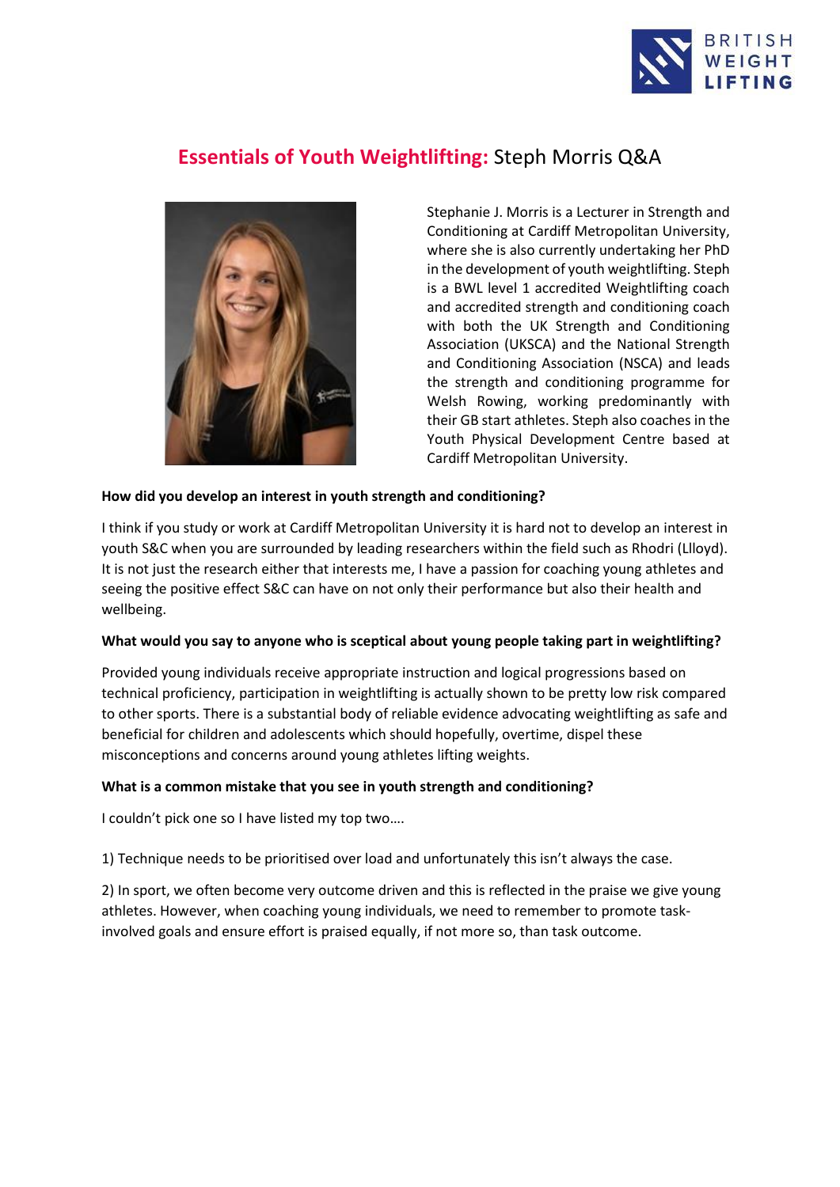# **Essentials of Youth Weightlifting:** Steph Morris Q&A

Stephanie J. Morris is a Lecturer in Strength and Conditioning at Cardiff Metropolitan University, where she is also currently undertaking her PhD in the development of youth weightlifting. Steph is a BWL level 1 accredited Weightlifting coach and accredited strength and conditioning coach with both the UK Strength and Conditioning Association (UKSCA) and the National Strength and Conditioning Association (NSCA) and leads the strength and conditioning programme for Welsh Rowing, working predominantly with their GB start athletes. Steph also coaches in the Youth Physical Development Centre based at Cardiff Metropolitan University.

**How did you develop an interest in youth strength and conditioning?**

I think if you study or work at Cardiff Metropolitan University it is hard not to develop an interest in youth S&C when you are surrounded by leading researchers within the field such as Rhodri (Llloyd). It is not just the research either that interests me, I have a passion for coaching young athletes and seeing the positive effect S&C can have on not only their performance but also their health and wellbeing.

**What would you say to anyone who is sceptical about young people taking part in weightlifting?**

Provided young individuals receive appropriate instruction and logical progressions based on technical proficiency, participation in weightlifting is actually shown to be pretty low risk compared to other sports. There is a substantial body of reliable evidence advocating weightlifting as safe and beneficial for children and adolescents which should hopefully, overtime, dispel these misconceptions and concerns around young athletes lifting weights.

**What is a common mistake that you see in youth strength and conditioning?**

I couldn't pick one so I have listed my top two….

1) Technique needs to be prioritised over load and unfortunately this isn't always the case.

2) In sport, we often become very outcome driven and this is reflected in the praise we give young athletes. However, when coaching young individuals, we need to remember to promote task-involved goals and ensure effort is praised equally, if not more so, than task outcome.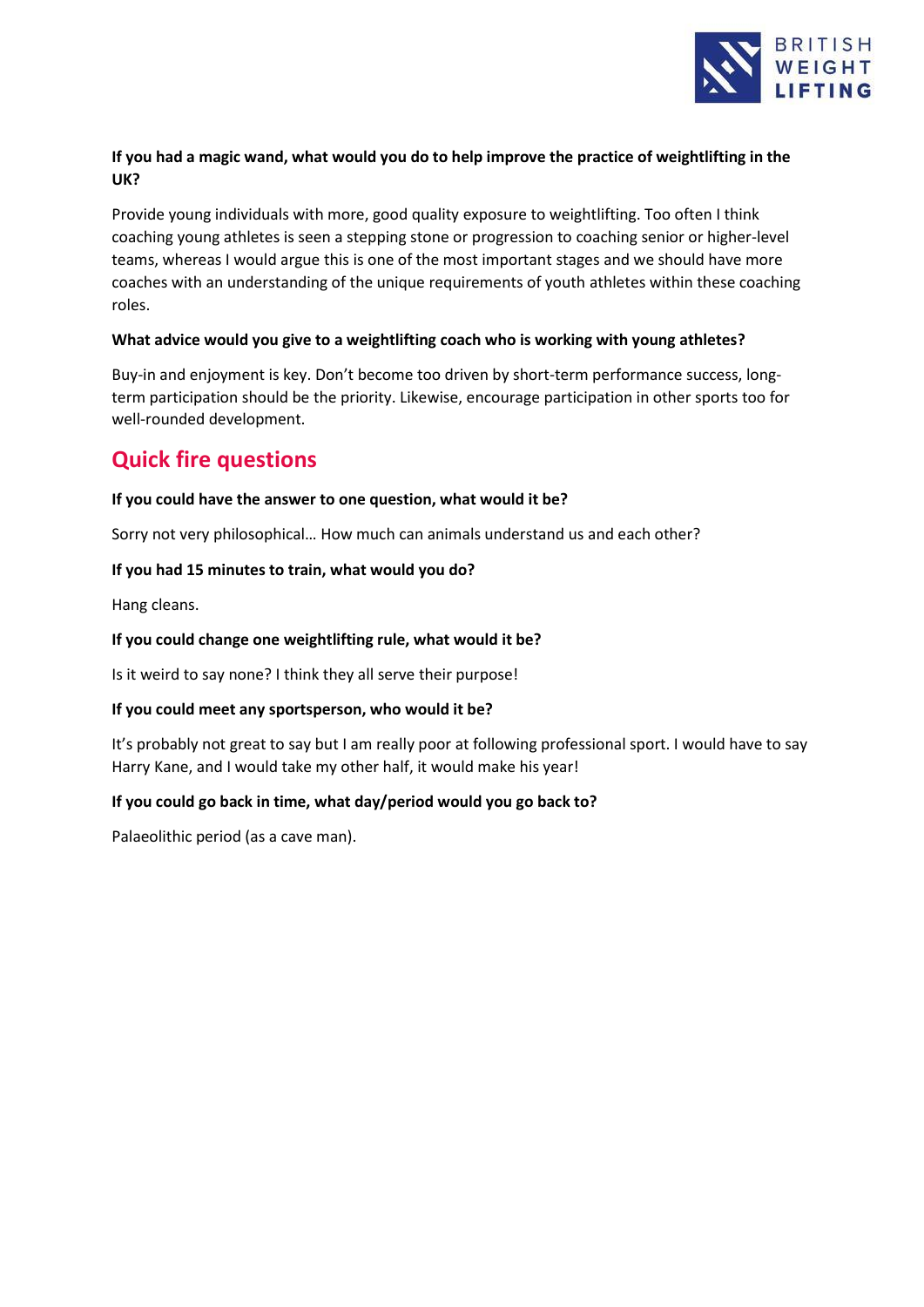**If you had a magic wand, what would you do to help improve the practice of weightlifting in the UK?**

Provide young individuals with more, good quality exposure to weightlifting. Too often I think coaching young athletes is seen a stepping stone or progression to coaching senior or higher-level teams, whereas I would argue this is one of the most important stages and we should have more coaches with an understanding of the unique requirements of youth athletes within these coaching roles.

**What advice would you give to a weightlifting coach who is working with young athletes?**

Buy-in and enjoyment is key. Don't become too driven by short-term performance success, long-term participation should be the priority. Likewise, encourage participation in other sports too for well-rounded development.

## Quick fire questions

**If you could have the answer to one question, what would it be?**

Sorry not very philosophical… How much can animals understand us and each other?

**If you had 15 minutes to train, what would you do?**

Hang cleans.

**If you could change one weightlifting rule, what would it be?**

Is it weird to say none? I think they all serve their purpose!

**If you could meet any sportsperson, who would it be?**

It's probably not great to say but I am really poor at following professional sport. I would have to say Harry Kane, and I would take my other half, it would make his year!

**If you could go back in time, what day/period would you go back to?**

Palaeolithic period (as a cave man).